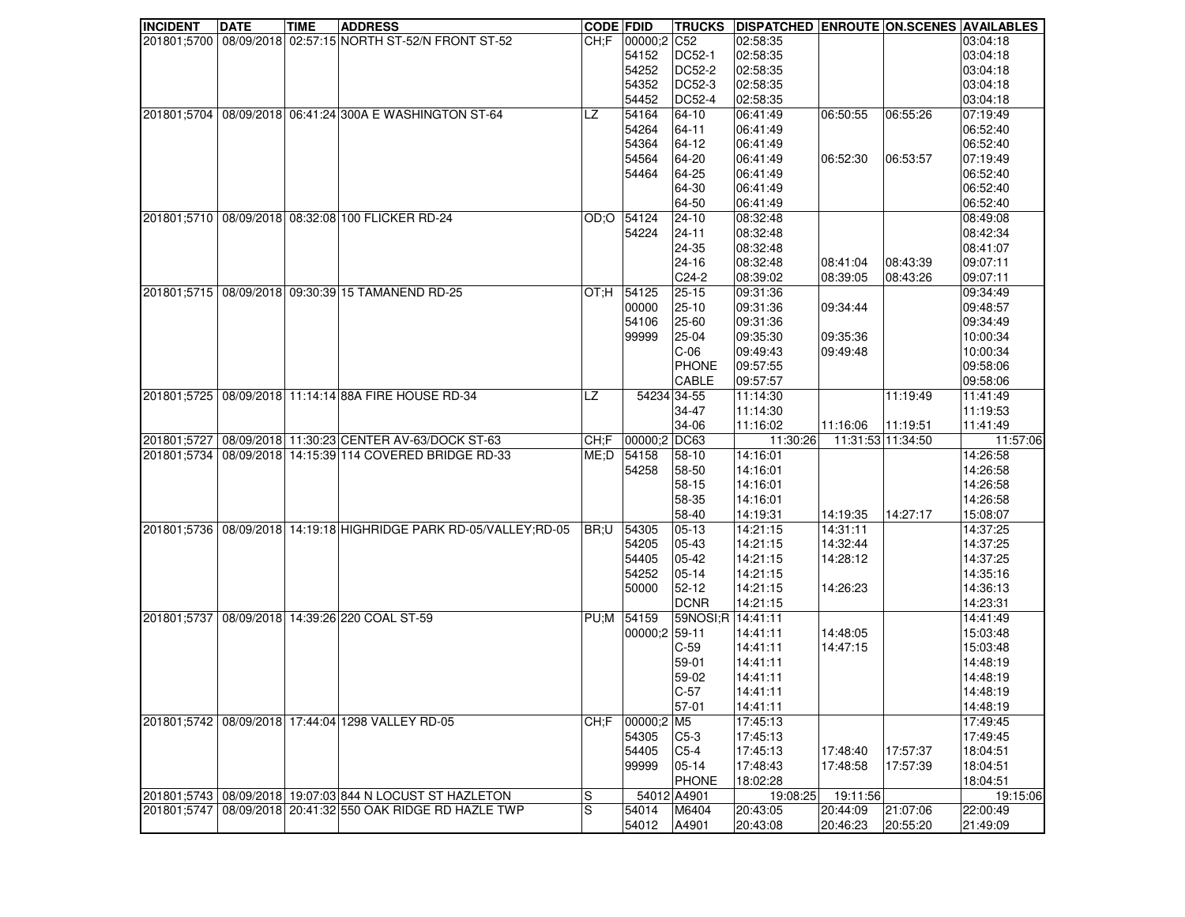| INCIDENT | DATE | TIME | ADDRESS | CODE | FDID | TRUCKS | DISPATCHED | ENROUTE | ON.SCENES | AVAILABLES |
|---|---|---|---|---|---|---|---|---|---|---|
| 201801;5700 | 08/09/2018 | 02:57:15 | NORTH ST-52/N FRONT ST-52 | CH;F | 00000;2 | C52 | 02:58:35 | | | 03:04:18 |
| | | | | | 54152 | DC52-1 | 02:58:35 | | | 03:04:18 |
| | | | | | 54252 | DC52-2 | 02:58:35 | | | 03:04:18 |
| | | | | | 54352 | DC52-3 | 02:58:35 | | | 03:04:18 |
| | | | | | 54452 | DC52-4 | 02:58:35 | | | 03:04:18 |
| 201801;5704 | 08/09/2018 | 06:41:24 | 300A E WASHINGTON ST-64 | LZ | 54164 | 64-10 | 06:41:49 | 06:50:55 | 06:55:26 | 07:19:49 |
| | | | | | 54264 | 64-11 | 06:41:49 | | | 06:52:40 |
| | | | | | 54364 | 64-12 | 06:41:49 | | | 06:52:40 |
| | | | | | 54564 | 64-20 | 06:41:49 | 06:52:30 | 06:53:57 | 07:19:49 |
| | | | | | 54464 | 64-25 | 06:41:49 | | | 06:52:40 |
| | | | | | | 64-30 | 06:41:49 | | | 06:52:40 |
| | | | | | | 64-50 | 06:41:49 | | | 06:52:40 |
| 201801;5710 | 08/09/2018 | 08:32:08 | 100 FLICKER RD-24 | OD;O | 54124 | 24-10 | 08:32:48 | | | 08:49:08 |
| | | | | | 54224 | 24-11 | 08:32:48 | | | 08:42:34 |
| | | | | | | 24-35 | 08:32:48 | | | 08:41:07 |
| | | | | | | 24-16 | 08:32:48 | 08:41:04 | 08:43:39 | 09:07:11 |
| | | | | | | C24-2 | 08:39:02 | 08:39:05 | 08:43:26 | 09:07:11 |
| 201801;5715 | 08/09/2018 | 09:30:39 | 15 TAMANEND RD-25 | OT;H | 54125 | 25-15 | 09:31:36 | | | 09:34:49 |
| | | | | | 00000 | 25-10 | 09:31:36 | 09:34:44 | | 09:48:57 |
| | | | | | 54106 | 25-60 | 09:31:36 | | | 09:34:49 |
| | | | | | 99999 | 25-04 | 09:35:30 | 09:35:36 | | 10:00:34 |
| | | | | | | C-06 | 09:49:43 | 09:49:48 | | 10:00:34 |
| | | | | | | PHONE | 09:57:55 | | | 09:58:06 |
| | | | | | | CABLE | 09:57:57 | | | 09:58:06 |
| 201801;5725 | 08/09/2018 | 11:14:14 | 88A FIRE HOUSE RD-34 | LZ | 54234 | 34-55 | 11:14:30 | | 11:19:49 | 11:41:49 |
| | | | | | | 34-47 | 11:14:30 | | | 11:19:53 |
| | | | | | | 34-06 | 11:16:02 | 11:16:06 | 11:19:51 | 11:41:49 |
| 201801;5727 | 08/09/2018 | 11:30:23 | CENTER AV-63/DOCK ST-63 | CH;F | 00000;2 | DC63 | 11:30:26 | 11:31:53 | 11:34:50 | 11:57:06 |
| 201801;5734 | 08/09/2018 | 14:15:39 | 114 COVERED BRIDGE RD-33 | ME;D | 54158 | 58-10 | 14:16:01 | | | 14:26:58 |
| | | | | | 54258 | 58-50 | 14:16:01 | | | 14:26:58 |
| | | | | | | 58-15 | 14:16:01 | | | 14:26:58 |
| | | | | | | 58-35 | 14:16:01 | | | 14:26:58 |
| | | | | | | 58-40 | 14:19:31 | 14:19:35 | 14:27:17 | 15:08:07 |
| 201801;5736 | 08/09/2018 | 14:19:18 | HIGHRIDGE PARK RD-05/VALLEY;RD-05 | BR;U | 54305 | 05-13 | 14:21:15 | 14:31:11 | | 14:37:25 |
| | | | | | 54205 | 05-43 | 14:21:15 | 14:32:44 | | 14:37:25 |
| | | | | | 54405 | 05-42 | 14:21:15 | 14:28:12 | | 14:37:25 |
| | | | | | 54252 | 05-14 | 14:21:15 | | | 14:35:16 |
| | | | | | 50000 | 52-12 | 14:21:15 | 14:26:23 | | 14:36:13 |
| | | | | | | DCNR | 14:21:15 | | | 14:23:31 |
| 201801;5737 | 08/09/2018 | 14:39:26 | 220 COAL ST-59 | PU;M | 54159 | 59NOSI;R | 14:41:11 | | | 14:41:49 |
| | | | | | 00000;2 | 59-11 | 14:41:11 | 14:48:05 | | 15:03:48 |
| | | | | | | C-59 | 14:41:11 | 14:47:15 | | 15:03:48 |
| | | | | | | 59-01 | 14:41:11 | | | 14:48:19 |
| | | | | | | 59-02 | 14:41:11 | | | 14:48:19 |
| | | | | | | C-57 | 14:41:11 | | | 14:48:19 |
| | | | | | | 57-01 | 14:41:11 | | | 14:48:19 |
| 201801;5742 | 08/09/2018 | 17:44:04 | 1298 VALLEY RD-05 | CH;F | 00000;2 | M5 | 17:45:13 | | | 17:49:45 |
| | | | | | 54305 | C5-3 | 17:45:13 | | | 17:49:45 |
| | | | | | 54405 | C5-4 | 17:45:13 | 17:48:40 | 17:57:37 | 18:04:51 |
| | | | | | 99999 | 05-14 | 17:48:43 | 17:48:58 | 17:57:39 | 18:04:51 |
| | | | | | | PHONE | 18:02:28 | | | 18:04:51 |
| 201801;5743 | 08/09/2018 | 19:07:03 | 844 N LOCUST ST HAZLETON | S | 54012 | A4901 | 19:08:25 | 19:11:56 | | 19:15:06 |
| 201801;5747 | 08/09/2018 | 20:41:32 | 550 OAK RIDGE RD HAZLE TWP | S | 54014 | M6404 | 20:43:05 | 20:44:09 | 21:07:06 | 22:00:49 |
| | | | | | 54012 | A4901 | 20:43:08 | 20:46:23 | 20:55:20 | 21:49:09 |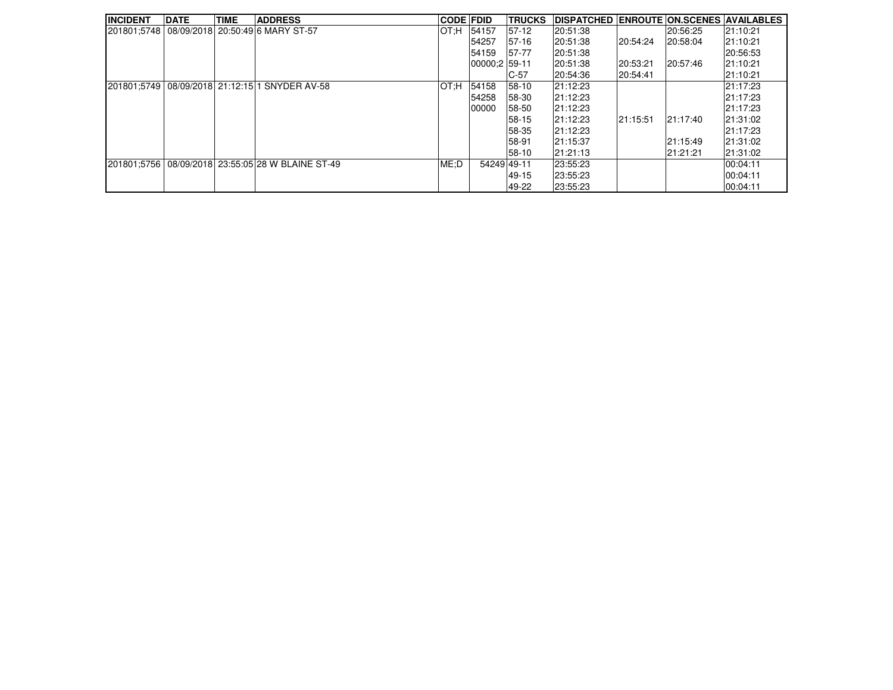| INCIDENT | DATE | TIME | ADDRESS | CODE | FDID | TRUCKS | DISPATCHED | ENROUTE | ON.SCENES | AVAILABLES |
|---|---|---|---|---|---|---|---|---|---|---|
| 201801;5748 | 08/09/2018 | 20:50:49 | 6 MARY ST-57 | OT;H | 54157 | 57-12 | 20:51:38 | | 20:56:25 | 21:10:21 |
| | | | | | 54257 | 57-16 | 20:51:38 | 20:54:24 | 20:58:04 | 21:10:21 |
| | | | | | 54159 | 57-77 | 20:51:38 | | | 20:56:53 |
| | | | | | 00000;2 | 59-11 | 20:51:38 | 20:53:21 | 20:57:46 | 21:10:21 |
| | | | | | | C-57 | 20:54:36 | 20:54:41 | | 21:10:21 |
| 201801;5749 | 08/09/2018 | 21:12:15 | 1 SNYDER AV-58 | OT;H | 54158 | 58-10 | 21:12:23 | | | 21:17:23 |
| | | | | | 54258 | 58-30 | 21:12:23 | | | 21:17:23 |
| | | | | | 00000 | 58-50 | 21:12:23 | | | 21:17:23 |
| | | | | | | 58-15 | 21:12:23 | 21:15:51 | 21:17:40 | 21:31:02 |
| | | | | | | 58-35 | 21:12:23 | | | 21:17:23 |
| | | | | | | 58-91 | 21:15:37 | | 21:15:49 | 21:31:02 |
| | | | | | | 58-10 | 21:21:13 | | 21:21:21 | 21:31:02 |
| 201801;5756 | 08/09/2018 | 23:55:05 | 28 W BLAINE ST-49 | ME;D | 54249 | 49-11 | 23:55:23 | | | 00:04:11 |
| | | | | | | 49-15 | 23:55:23 | | | 00:04:11 |
| | | | | | | 49-22 | 23:55:23 | | | 00:04:11 |